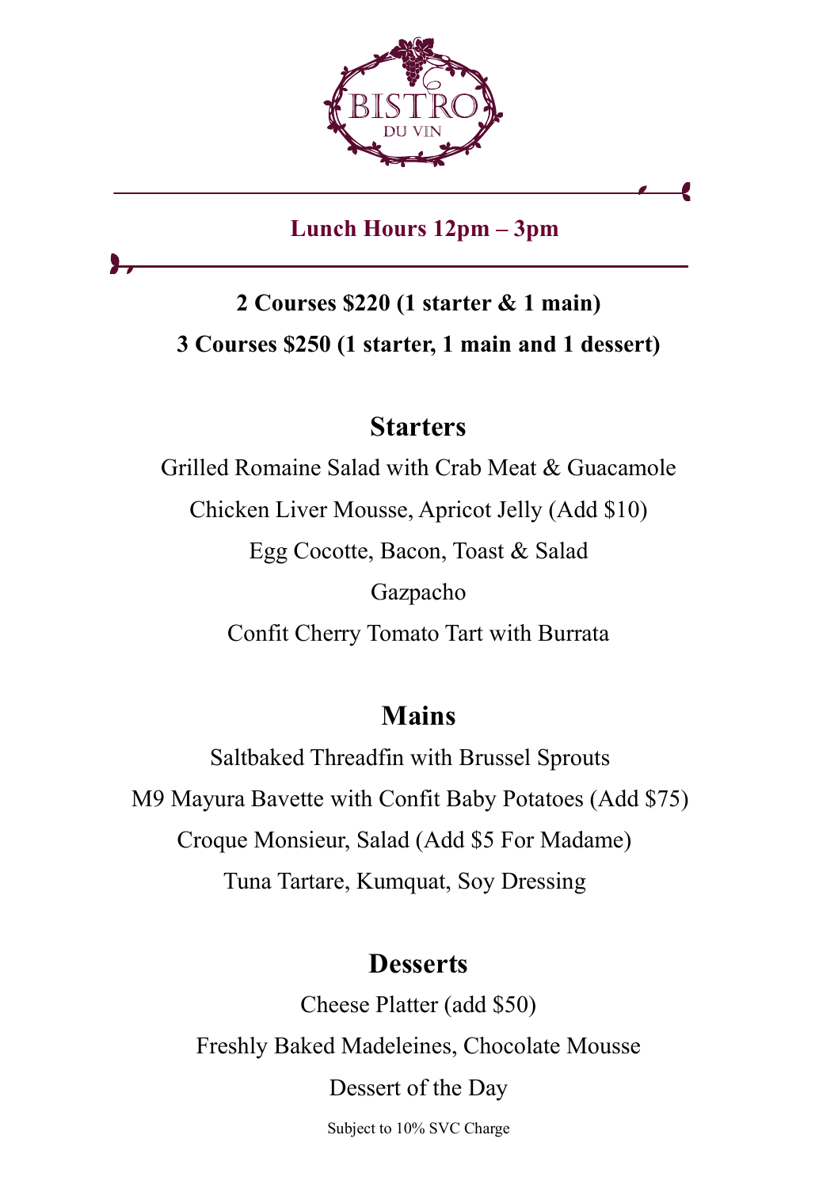# BISTRO DU VIN

**Lunch Hours 12pm – 3pm**

**2 Courses $220 (1 starter & 1 main)**

**3 Courses $250 (1 starter, 1 main and 1 dessert)**

## Starters

Grilled Romaine Salad with Crab Meat & Guacamole

Chicken Liver Mousse, Apricot Jelly (Add $10)

Egg Cocotte, Bacon, Toast & Salad

Gazpacho

Confit Cherry Tomato Tart with Burrata

## Mains

Saltbaked Threadfin with Brussel Sprouts

M9 Mayura Bavette with Confit Baby Potatoes (Add $75)

Croque Monsieur, Salad (Add $5 For Madame)

Tuna Tartare, Kumquat, Soy Dressing

## Desserts

Cheese Platter (add $50)

Freshly Baked Madeleines, Chocolate Mousse

Dessert of the Day

Subject to 10% SVC Charge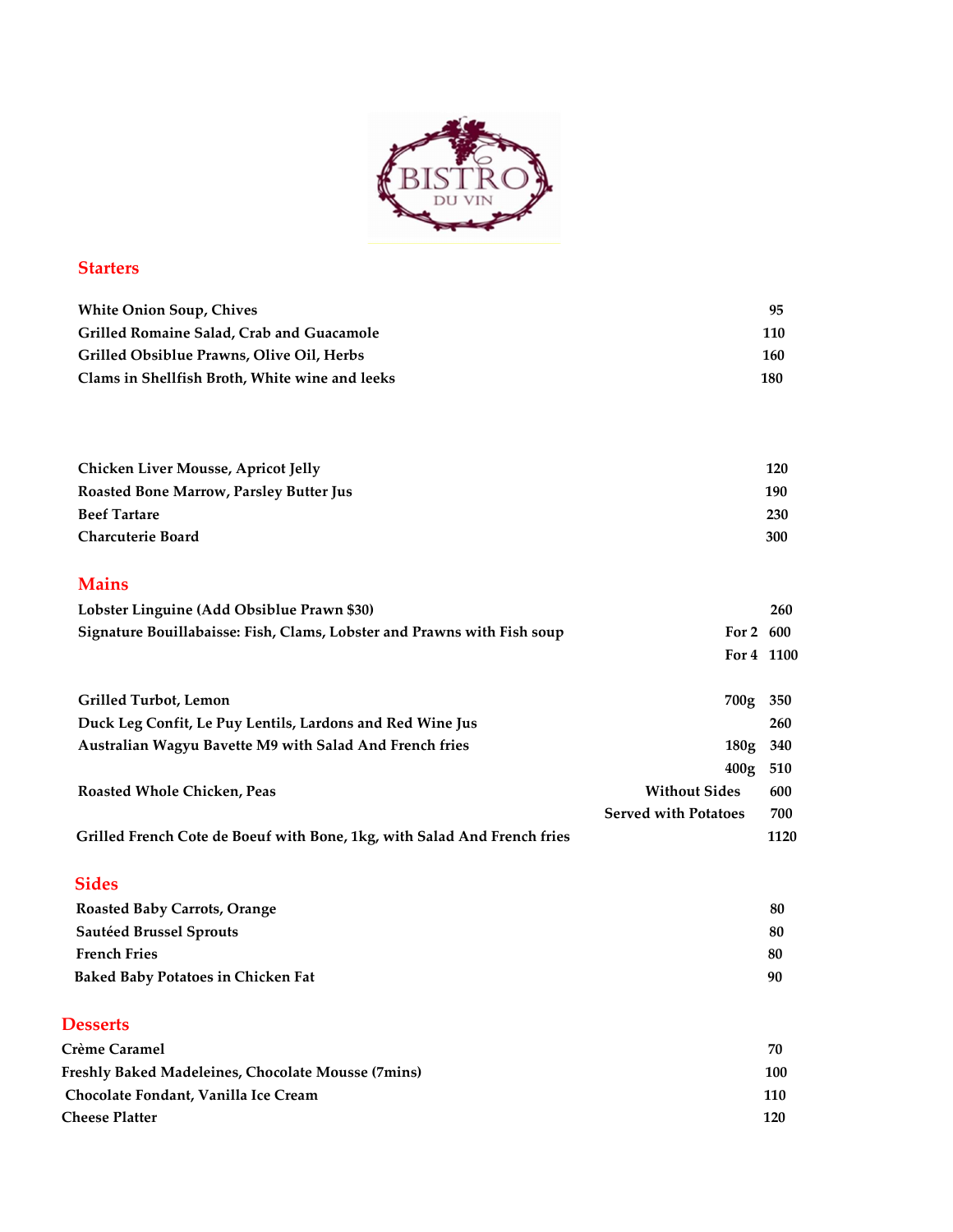BISTRO DU VIN

## Starters

| | |
|---|---|
| White Onion Soup, Chives | 95 |
| Grilled Romaine Salad, Crab and Guacamole | 110 |
| Grilled Obsiblue Prawns, Olive Oil, Herbs | 160 |
| Clams in Shellfish Broth, White wine and leeks | 180 |
| Chicken Liver Mousse, Apricot Jelly | 120 |
| Roasted Bone Marrow, Parsley Butter Jus | 190 |
| Beef Tartare | 230 |
| Charcuterie Board | 300 |

## Mains

| | | |
|---|---|---|
| Lobster Linguine (Add Obsiblue Prawn $30) | | 260 |
| Signature Bouillabaisse: Fish, Clams, Lobster and Prawns with Fish soup | For 2 | 600 |
| | For 4 | 1100 |
| Grilled Turbot, Lemon | 700g | 350 |
| Duck Leg Confit, Le Puy Lentils, Lardons and Red Wine Jus | | 260 |
| Australian Wagyu Bavette M9 with Salad And French fries | 180g | 340 |
| | 400g | 510 |
| Roasted Whole Chicken, Peas | Without Sides | 600 |
| | Served with Potatoes | 700 |
| Grilled French Cote de Boeuf with Bone, 1kg, with Salad And French fries | | 1120 |

## Sides

| | |
|---|---|
| Roasted Baby Carrots, Orange | 80 |
| Sautéed Brussel Sprouts | 80 |
| French Fries | 80 |
| Baked Baby Potatoes in Chicken Fat | 90 |

## Desserts

| | |
|---|---|
| Crème Caramel | 70 |
| Freshly Baked Madeleines, Chocolate Mousse (7mins) | 100 |
| Chocolate Fondant, Vanilla Ice Cream | 110 |
| Cheese Platter | 120 |